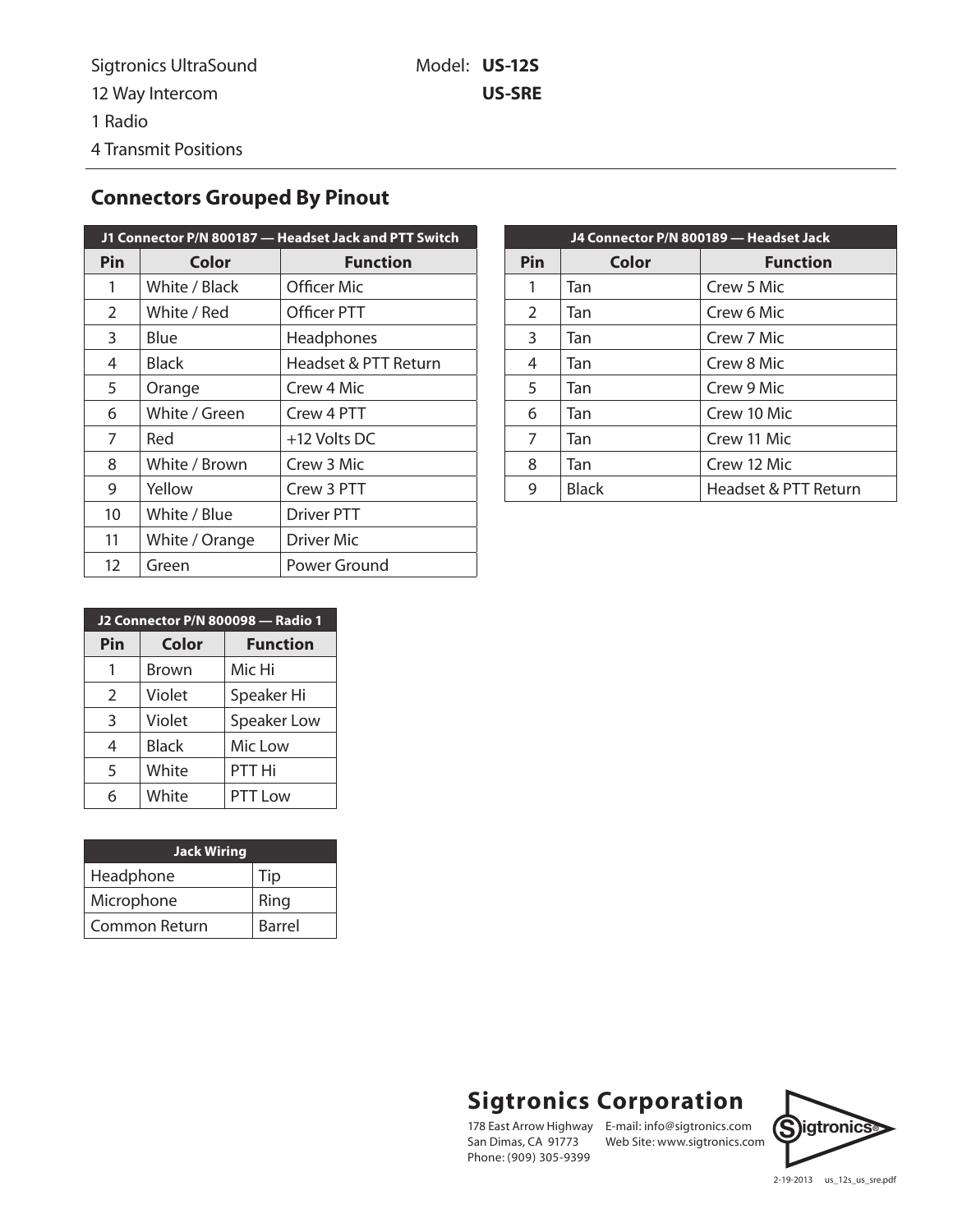Sigtronics UltraSound
12 Way Intercom
1 Radio
4 Transmit Positions

Model: **US-12S**
**US-SRE**

---

## Connectors Grouped By Pinout

**J1 Connector P/N 800187 — Headset Jack and PTT Switch**

| Pin | Color | Function |
|---|---|---|
| 1 | White / Black | Officer Mic |
| 2 | White / Red | Officer PTT |
| 3 | Blue | Headphones |
| 4 | Black | Headset & PTT Return |
| 5 | Orange | Crew 4 Mic |
| 6 | White / Green | Crew 4 PTT |
| 7 | Red | +12 Volts DC |
| 8 | White / Brown | Crew 3 Mic |
| 9 | Yellow | Crew 3 PTT |
| 10 | White / Blue | Driver PTT |
| 11 | White / Orange | Driver Mic |
| 12 | Green | Power Ground |

**J4 Connector P/N 800189 — Headset Jack**

| Pin | Color | Function |
|---|---|---|
| 1 | Tan | Crew 5 Mic |
| 2 | Tan | Crew 6 Mic |
| 3 | Tan | Crew 7 Mic |
| 4 | Tan | Crew 8 Mic |
| 5 | Tan | Crew 9 Mic |
| 6 | Tan | Crew 10 Mic |
| 7 | Tan | Crew 11 Mic |
| 8 | Tan | Crew 12 Mic |
| 9 | Black | Headset & PTT Return |

**J2 Connector P/N 800098 — Radio 1**

| Pin | Color | Function |
|---|---|---|
| 1 | Brown | Mic Hi |
| 2 | Violet | Speaker Hi |
| 3 | Violet | Speaker Low |
| 4 | Black | Mic Low |
| 5 | White | PTT Hi |
| 6 | White | PTT Low |

**Jack Wiring**

| | |
|---|---|
| Headphone | Tip |
| Microphone | Ring |
| Common Return | Barrel |

**Sigtronics Corporation**
178 East Arrow Highway
San Dimas, CA 91773
Phone: (909) 305-9399
E-mail: info@sigtronics.com
Web Site: www.sigtronics.com

Sigtronics®

2-19-2013 us_12s_us_sre.pdf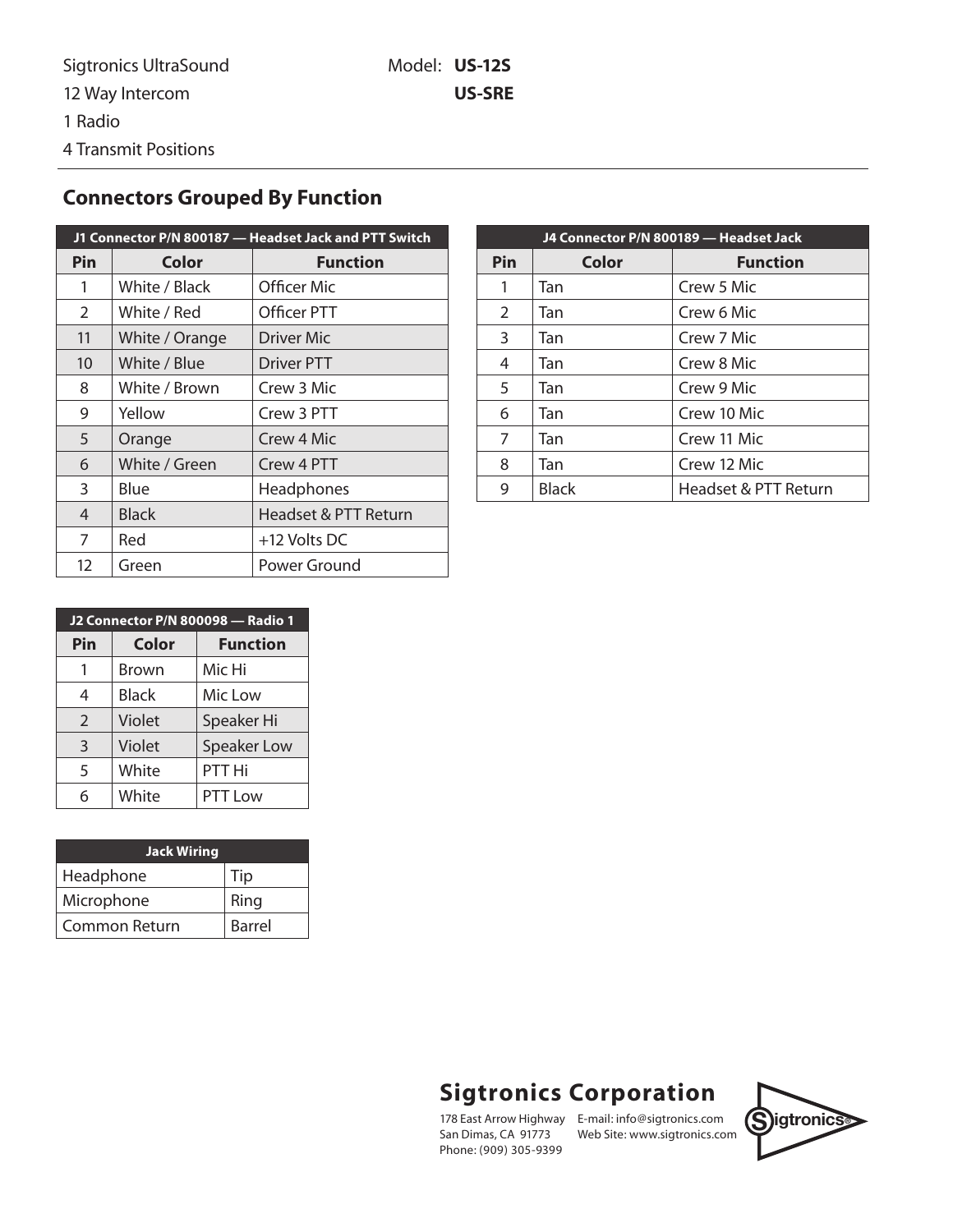Sigtronics UltraSound
12 Way Intercom
1 Radio
4 Transmit Positions

Model: **US-12S**
**US-SRE**

## Connectors Grouped By Function

| J1 Connector P/N 800187 — Headset Jack and PTT Switch | | |
|---|---|---|
| **Pin** | **Color** | **Function** |
| 1 | White / Black | Officer Mic |
| 2 | White / Red | Officer PTT |
| 11 | White / Orange | Driver Mic |
| 10 | White / Blue | Driver PTT |
| 8 | White / Brown | Crew 3 Mic |
| 9 | Yellow | Crew 3 PTT |
| 5 | Orange | Crew 4 Mic |
| 6 | White / Green | Crew 4 PTT |
| 3 | Blue | Headphones |
| 4 | Black | Headset & PTT Return |
| 7 | Red | +12 Volts DC |
| 12 | Green | Power Ground |

| J4 Connector P/N 800189 — Headset Jack | | |
|---|---|---|
| **Pin** | **Color** | **Function** |
| 1 | Tan | Crew 5 Mic |
| 2 | Tan | Crew 6 Mic |
| 3 | Tan | Crew 7 Mic |
| 4 | Tan | Crew 8 Mic |
| 5 | Tan | Crew 9 Mic |
| 6 | Tan | Crew 10 Mic |
| 7 | Tan | Crew 11 Mic |
| 8 | Tan | Crew 12 Mic |
| 9 | Black | Headset & PTT Return |

| J2 Connector P/N 800098 — Radio 1 | | |
|---|---|---|
| **Pin** | **Color** | **Function** |
| 1 | Brown | Mic Hi |
| 4 | Black | Mic Low |
| 2 | Violet | Speaker Hi |
| 3 | Violet | Speaker Low |
| 5 | White | PTT Hi |
| 6 | White | PTT Low |

| Jack Wiring | |
|---|---|
| Headphone | Tip |
| Microphone | Ring |
| Common Return | Barrel |

**Sigtronics Corporation**
178 East Arrow Highway
San Dimas, CA 91773
Phone: (909) 305-9399
E-mail: info@sigtronics.com
Web Site: www.sigtronics.com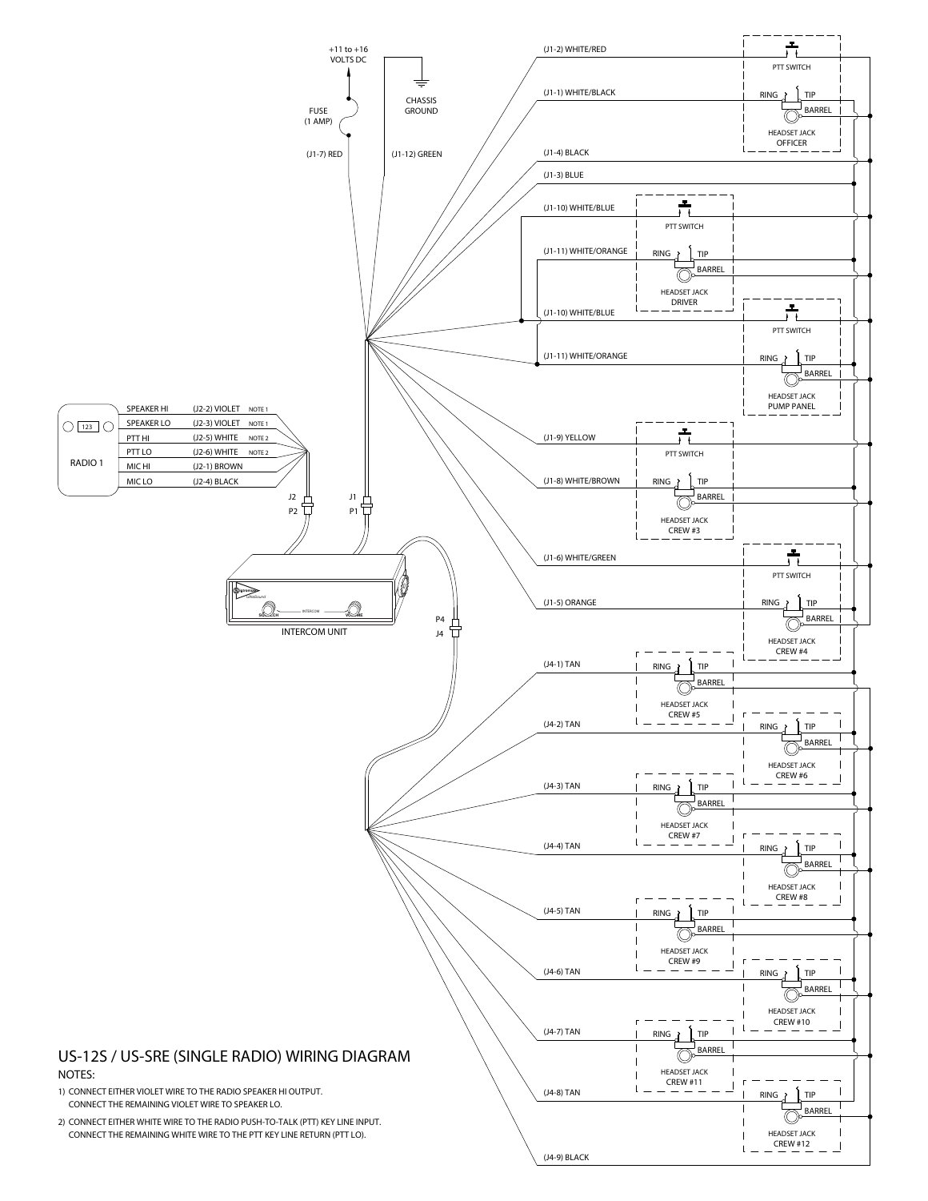# US-12S / US-SRE (SINGLE RADIO) WIRING DIAGRAM

NOTES:

1) CONNECT EITHER VIOLET WIRE TO THE RADIO SPEAKER HI OUTPUT. CONNECT THE REMAINING VIOLET WIRE TO SPEAKER LO.

2) CONNECT EITHER WHITE WIRE TO THE RADIO PUSH-TO-TALK (PTT) KEY LINE INPUT. CONNECT THE REMAINING WHITE WIRE TO THE PTT KEY LINE RETURN (PTT LO).

+11 to +16 VOLTS DC

FUSE (1 AMP)

(J1-7) RED

CHASSIS GROUND

(J1-12) GREEN

RADIO 1

123

SPEAKER HI (J2-2) VIOLET NOTE 1

SPEAKER LO (J2-3) VIOLET NOTE 1

PTT HI (J2-5) WHITE NOTE 2

PTT LO (J2-6) WHITE NOTE 2

MIC HI (J2-1) BROWN

MIC LO (J2-4) BLACK

J2

P2

J1

P1

P4

J4

INTERCOM UNIT

(J1-2) WHITE/RED

(J1-1) WHITE/BLACK

PTT SWITCH

RING TIP BARREL

HEADSET JACK OFFICER

(J1-4) BLACK

(J1-3) BLUE

(J1-10) WHITE/BLUE

(J1-11) WHITE/ORANGE

HEADSET JACK DRIVER

(J1-10) WHITE/BLUE

(J1-11) WHITE/ORANGE

HEADSET JACK PUMP PANEL

(J1-9) YELLOW

(J1-8) WHITE/BROWN

HEADSET JACK CREW #3

(J1-6) WHITE/GREEN

(J1-5) ORANGE

HEADSET JACK CREW #4

(J4-1) TAN

HEADSET JACK CREW #5

(J4-2) TAN

HEADSET JACK CREW #6

(J4-3) TAN

HEADSET JACK CREW #7

(J4-4) TAN

HEADSET JACK CREW #8

(J4-5) TAN

HEADSET JACK CREW #9

(J4-6) TAN

HEADSET JACK CREW #10

(J4-7) TAN

HEADSET JACK CREW #11

(J4-8) TAN

HEADSET JACK CREW #12

(J4-9) BLACK